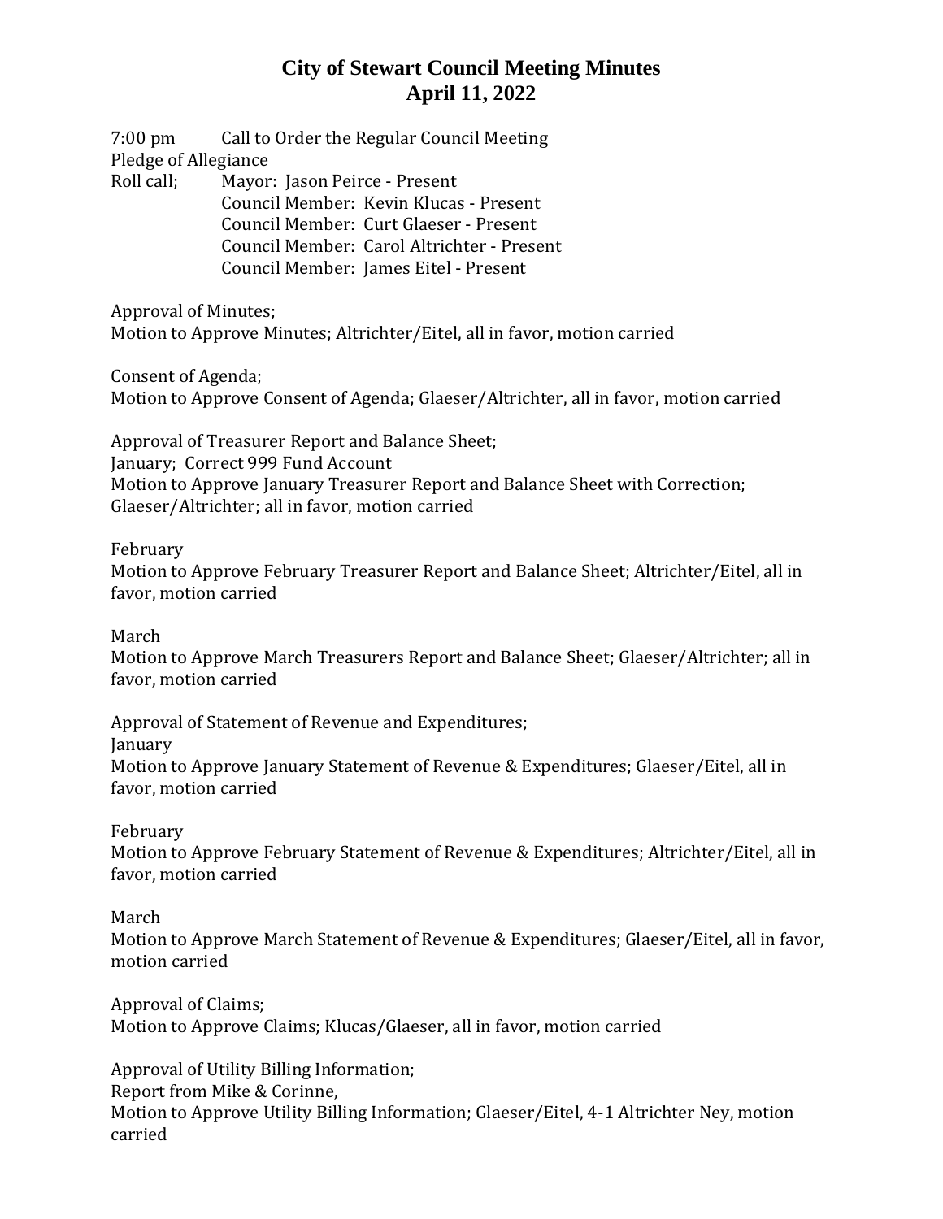# City of Stewart Council Meeting Minutes
# April 11, 2022

7:00 pm Call to Order the Regular Council Meeting

Pledge of Allegiance

Roll call; Mayor: Jason Peirce - Present
Council Member: Kevin Klucas - Present
Council Member: Curt Glaeser - Present
Council Member: Carol Altrichter - Present
Council Member: James Eitel - Present

Approval of Minutes;
Motion to Approve Minutes; Altrichter/Eitel, all in favor, motion carried

Consent of Agenda;
Motion to Approve Consent of Agenda; Glaeser/Altrichter, all in favor, motion carried

Approval of Treasurer Report and Balance Sheet;
January; Correct 999 Fund Account
Motion to Approve January Treasurer Report and Balance Sheet with Correction; Glaeser/Altrichter; all in favor, motion carried

February
Motion to Approve February Treasurer Report and Balance Sheet; Altrichter/Eitel, all in favor, motion carried

March
Motion to Approve March Treasurers Report and Balance Sheet; Glaeser/Altrichter; all in favor, motion carried

Approval of Statement of Revenue and Expenditures;
January
Motion to Approve January Statement of Revenue & Expenditures; Glaeser/Eitel, all in favor, motion carried

February
Motion to Approve February Statement of Revenue & Expenditures; Altrichter/Eitel, all in favor, motion carried

March
Motion to Approve March Statement of Revenue & Expenditures; Glaeser/Eitel, all in favor, motion carried

Approval of Claims;
Motion to Approve Claims; Klucas/Glaeser, all in favor, motion carried

Approval of Utility Billing Information;
Report from Mike & Corinne,
Motion to Approve Utility Billing Information; Glaeser/Eitel, 4-1 Altrichter Ney, motion carried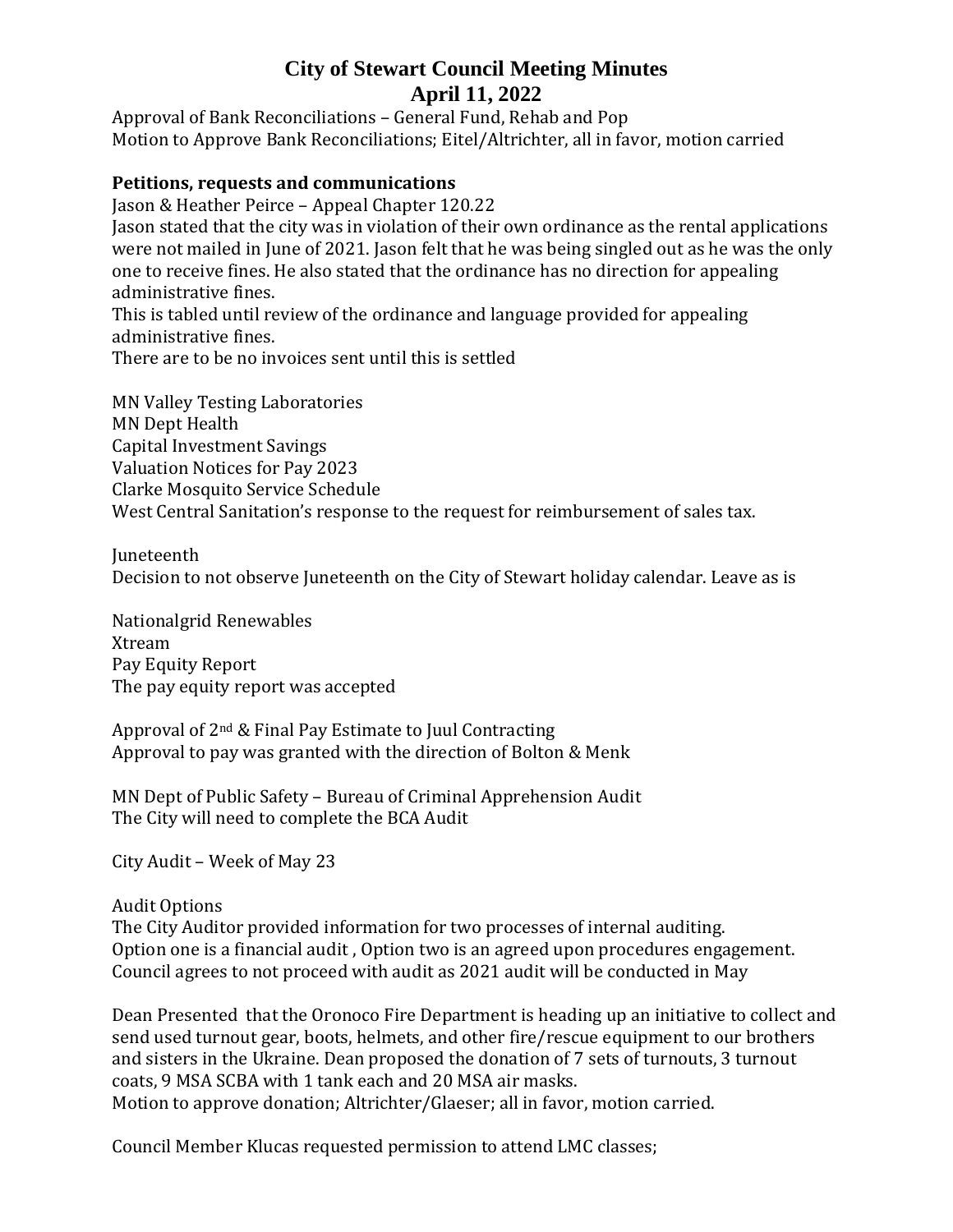# City of Stewart Council Meeting Minutes
# April 11, 2022

Approval of Bank Reconciliations – General Fund, Rehab and Pop
Motion to Approve Bank Reconciliations; Eitel/Altrichter, all in favor, motion carried

**Petitions, requests and communications**

Jason & Heather Peirce – Appeal Chapter 120.22
Jason stated that the city was in violation of their own ordinance as the rental applications were not mailed in June of 2021. Jason felt that he was being singled out as he was the only one to receive fines. He also stated that the ordinance has no direction for appealing administrative fines.
This is tabled until review of the ordinance and language provided for appealing administrative fines.
There are to be no invoices sent until this is settled

MN Valley Testing Laboratories
MN Dept Health
Capital Investment Savings
Valuation Notices for Pay 2023
Clarke Mosquito Service Schedule
West Central Sanitation's response to the request for reimbursement of sales tax.

Juneteenth
Decision to not observe Juneteenth on the City of Stewart holiday calendar. Leave as is

Nationalgrid Renewables
Xtream
Pay Equity Report
The pay equity report was accepted

Approval of 2nd & Final Pay Estimate to Juul Contracting
Approval to pay was granted with the direction of Bolton & Menk

MN Dept of Public Safety – Bureau of Criminal Apprehension Audit
The City will need to complete the BCA Audit

City Audit – Week of May 23

Audit Options
The City Auditor provided information for two processes of internal auditing.
Option one is a financial audit , Option two is an agreed upon procedures engagement.
Council agrees to not proceed with audit as 2021 audit will be conducted in May

Dean Presented that the Oronoco Fire Department is heading up an initiative to collect and send used turnout gear, boots, helmets, and other fire/rescue equipment to our brothers and sisters in the Ukraine. Dean proposed the donation of 7 sets of turnouts, 3 turnout coats, 9 MSA SCBA with 1 tank each and 20 MSA air masks.
Motion to approve donation; Altrichter/Glaeser; all in favor, motion carried.

Council Member Klucas requested permission to attend LMC classes;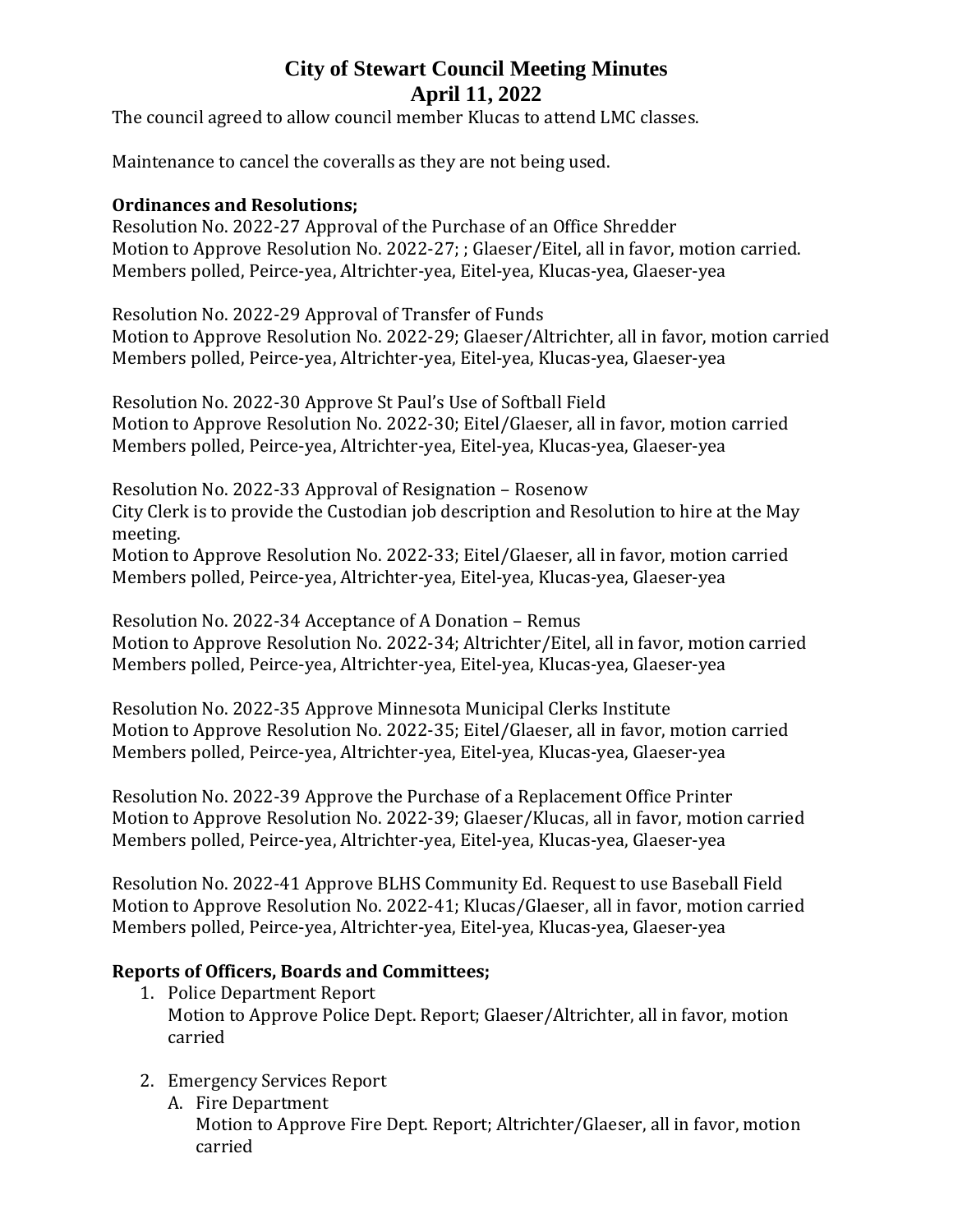# City of Stewart Council Meeting Minutes
## April 11, 2022

The council agreed to allow council member Klucas to attend LMC classes.

Maintenance to cancel the coveralls as they are not being used.

**Ordinances and Resolutions;**

Resolution No. 2022-27 Approval of the Purchase of an Office Shredder
Motion to Approve Resolution No. 2022-27; ; Glaeser/Eitel, all in favor, motion carried.
Members polled, Peirce-yea, Altrichter-yea, Eitel-yea, Klucas-yea, Glaeser-yea

Resolution No. 2022-29 Approval of Transfer of Funds
Motion to Approve Resolution No. 2022-29; Glaeser/Altrichter, all in favor, motion carried
Members polled, Peirce-yea, Altrichter-yea, Eitel-yea, Klucas-yea, Glaeser-yea

Resolution No. 2022-30 Approve St Paul's Use of Softball Field
Motion to Approve Resolution No. 2022-30; Eitel/Glaeser, all in favor, motion carried
Members polled, Peirce-yea, Altrichter-yea, Eitel-yea, Klucas-yea, Glaeser-yea

Resolution No. 2022-33 Approval of Resignation – Rosenow
City Clerk is to provide the Custodian job description and Resolution to hire at the May meeting.
Motion to Approve Resolution No. 2022-33; Eitel/Glaeser, all in favor, motion carried
Members polled, Peirce-yea, Altrichter-yea, Eitel-yea, Klucas-yea, Glaeser-yea

Resolution No. 2022-34 Acceptance of A Donation – Remus
Motion to Approve Resolution No. 2022-34; Altrichter/Eitel, all in favor, motion carried
Members polled, Peirce-yea, Altrichter-yea, Eitel-yea, Klucas-yea, Glaeser-yea

Resolution No. 2022-35 Approve Minnesota Municipal Clerks Institute
Motion to Approve Resolution No. 2022-35; Eitel/Glaeser, all in favor, motion carried
Members polled, Peirce-yea, Altrichter-yea, Eitel-yea, Klucas-yea, Glaeser-yea

Resolution No. 2022-39 Approve the Purchase of a Replacement Office Printer
Motion to Approve Resolution No. 2022-39; Glaeser/Klucas, all in favor, motion carried
Members polled, Peirce-yea, Altrichter-yea, Eitel-yea, Klucas-yea, Glaeser-yea

Resolution No. 2022-41 Approve BLHS Community Ed. Request to use Baseball Field
Motion to Approve Resolution No. 2022-41; Klucas/Glaeser, all in favor, motion carried
Members polled, Peirce-yea, Altrichter-yea, Eitel-yea, Klucas-yea, Glaeser-yea

**Reports of Officers, Boards and Committees;**

1. Police Department Report
   Motion to Approve Police Dept. Report; Glaeser/Altrichter, all in favor, motion carried

2. Emergency Services Report
   A. Fire Department
      Motion to Approve Fire Dept. Report; Altrichter/Glaeser, all in favor, motion carried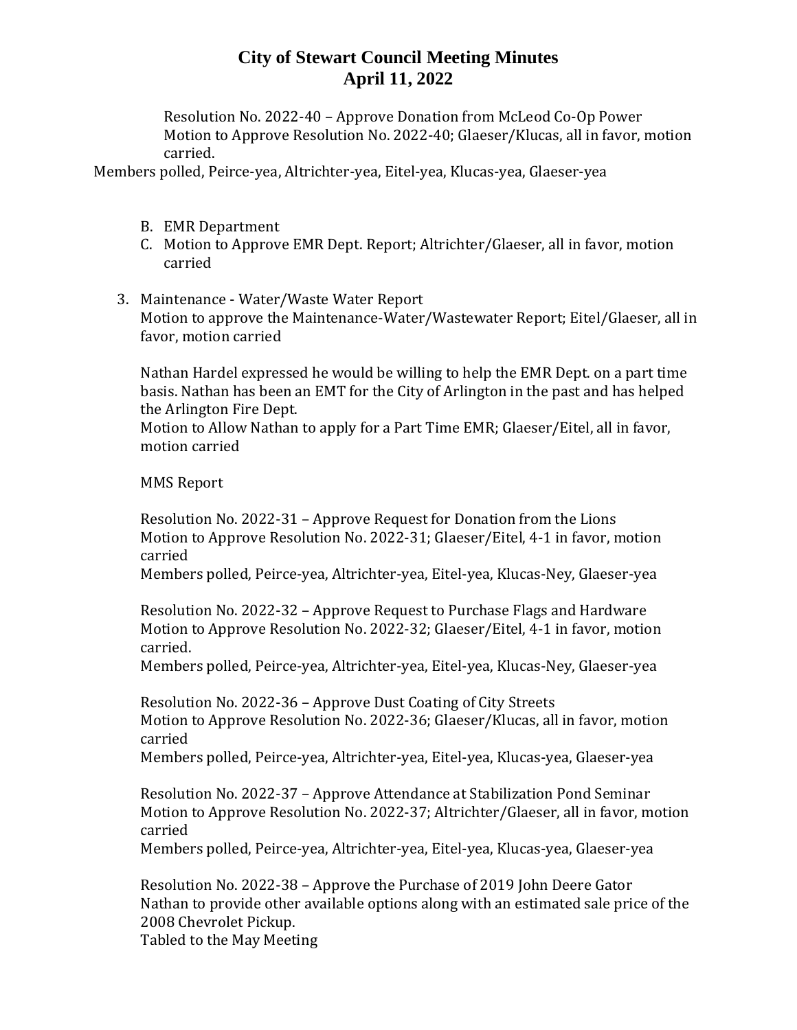Resolution No. 2022-40 – Approve Donation from McLeod Co-Op Power
Motion to Approve Resolution No. 2022-40; Glaeser/Klucas, all in favor, motion carried.

Members polled, Peirce-yea, Altrichter-yea, Eitel-yea, Klucas-yea, Glaeser-yea

B. EMR Department
C. Motion to Approve EMR Dept. Report; Altrichter/Glaeser, all in favor, motion carried

3. Maintenance - Water/Waste Water Report
   Motion to approve the Maintenance-Water/Wastewater Report; Eitel/Glaeser, all in favor, motion carried

   Nathan Hardel expressed he would be willing to help the EMR Dept. on a part time basis. Nathan has been an EMT for the City of Arlington in the past and has helped the Arlington Fire Dept.
   Motion to Allow Nathan to apply for a Part Time EMR; Glaeser/Eitel, all in favor, motion carried

   MMS Report

   Resolution No. 2022-31 – Approve Request for Donation from the Lions
   Motion to Approve Resolution No. 2022-31; Glaeser/Eitel, 4-1 in favor, motion carried
   Members polled, Peirce-yea, Altrichter-yea, Eitel-yea, Klucas-Ney, Glaeser-yea

   Resolution No. 2022-32 – Approve Request to Purchase Flags and Hardware
   Motion to Approve Resolution No. 2022-32; Glaeser/Eitel, 4-1 in favor, motion carried.
   Members polled, Peirce-yea, Altrichter-yea, Eitel-yea, Klucas-Ney, Glaeser-yea

   Resolution No. 2022-36 – Approve Dust Coating of City Streets
   Motion to Approve Resolution No. 2022-36; Glaeser/Klucas, all in favor, motion carried
   Members polled, Peirce-yea, Altrichter-yea, Eitel-yea, Klucas-yea, Glaeser-yea

   Resolution No. 2022-37 – Approve Attendance at Stabilization Pond Seminar
   Motion to Approve Resolution No. 2022-37; Altrichter/Glaeser, all in favor, motion carried
   Members polled, Peirce-yea, Altrichter-yea, Eitel-yea, Klucas-yea, Glaeser-yea

   Resolution No. 2022-38 – Approve the Purchase of 2019 John Deere Gator
   Nathan to provide other available options along with an estimated sale price of the 2008 Chevrolet Pickup.
   Tabled to the May Meeting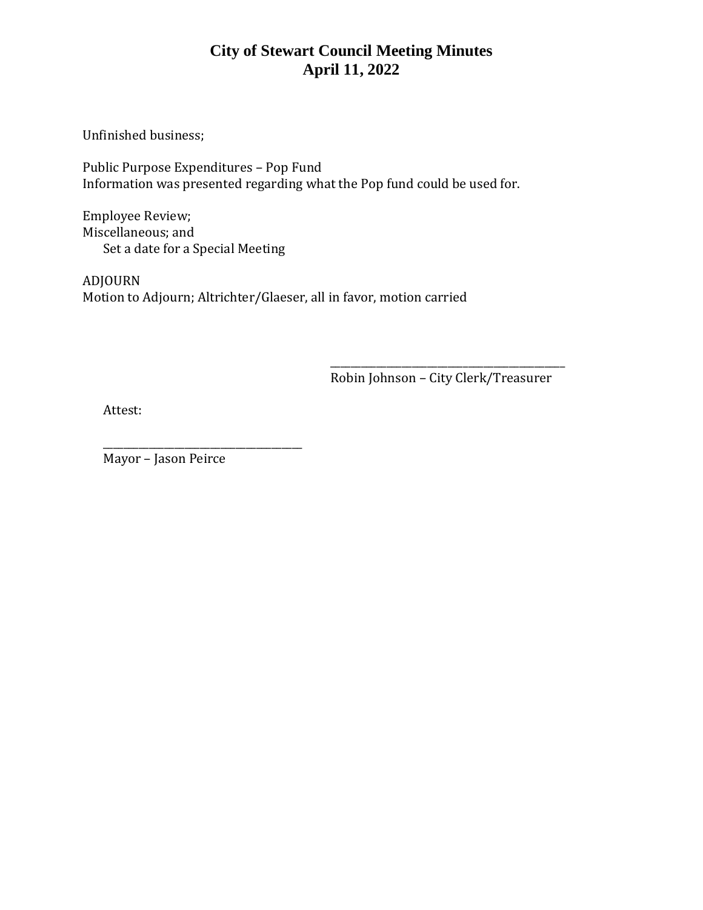# City of Stewart Council Meeting Minutes
# April 11, 2022

Unfinished business;

Public Purpose Expenditures – Pop Fund
Information was presented regarding what the Pop fund could be used for.

Employee Review;
Miscellaneous; and
Set a date for a Special Meeting

ADJOURN
Motion to Adjourn; Altrichter/Glaeser, all in favor, motion carried

_______________________________________
Robin Johnson – City Clerk/Treasurer

Attest:

___________________________________
Mayor – Jason Peirce